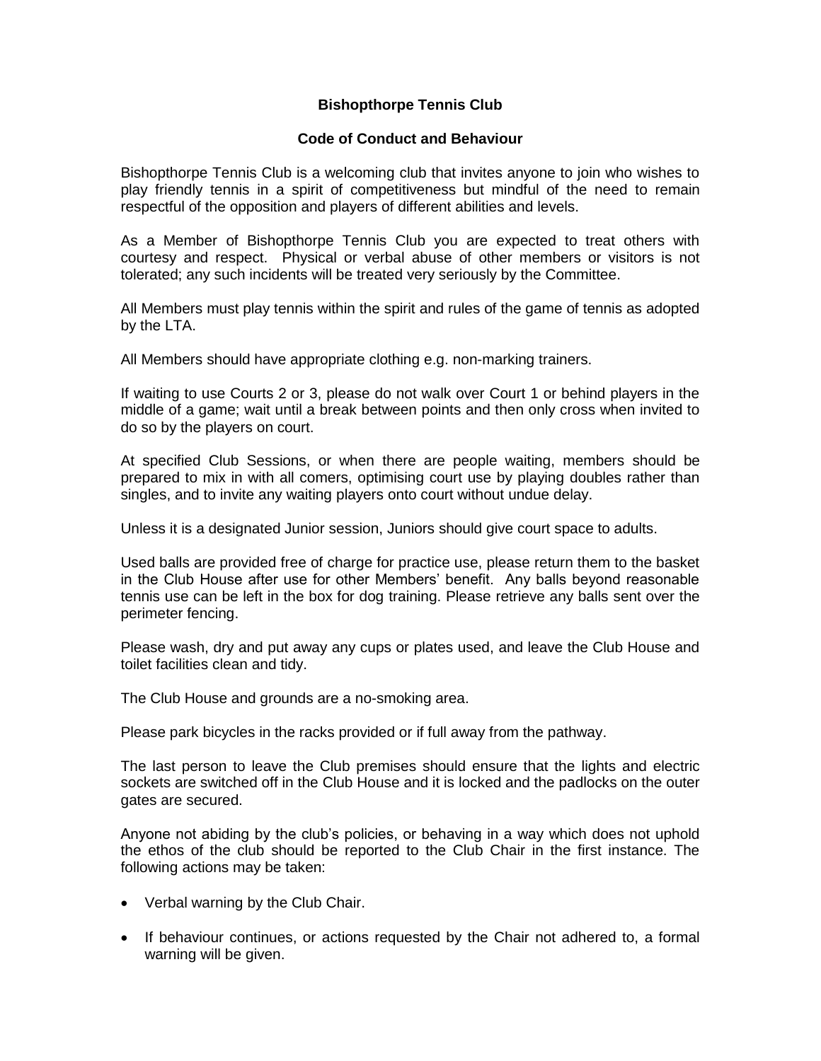# Bishopthorpe Tennis Club

## Code of Conduct and Behaviour

Bishopthorpe Tennis Club is a welcoming club that invites anyone to join who wishes to play friendly tennis in a spirit of competitiveness but mindful of the need to remain respectful of the opposition and players of different abilities and levels.

As a Member of Bishopthorpe Tennis Club you are expected to treat others with courtesy and respect. Physical or verbal abuse of other members or visitors is not tolerated; any such incidents will be treated very seriously by the Committee.

All Members must play tennis within the spirit and rules of the game of tennis as adopted by the LTA.

All Members should have appropriate clothing e.g. non-marking trainers.

If waiting to use Courts 2 or 3, please do not walk over Court 1 or behind players in the middle of a game; wait until a break between points and then only cross when invited to do so by the players on court.

At specified Club Sessions, or when there are people waiting, members should be prepared to mix in with all comers, optimising court use by playing doubles rather than singles, and to invite any waiting players onto court without undue delay.

Unless it is a designated Junior session, Juniors should give court space to adults.

Used balls are provided free of charge for practice use, please return them to the basket in the Club House after use for other Members' benefit. Any balls beyond reasonable tennis use can be left in the box for dog training. Please retrieve any balls sent over the perimeter fencing.

Please wash, dry and put away any cups or plates used, and leave the Club House and toilet facilities clean and tidy.

The Club House and grounds are a no-smoking area.

Please park bicycles in the racks provided or if full away from the pathway.

The last person to leave the Club premises should ensure that the lights and electric sockets are switched off in the Club House and it is locked and the padlocks on the outer gates are secured.

Anyone not abiding by the club's policies, or behaving in a way which does not uphold the ethos of the club should be reported to the Club Chair in the first instance. The following actions may be taken:

- Verbal warning by the Club Chair.
- If behaviour continues, or actions requested by the Chair not adhered to, a formal warning will be given.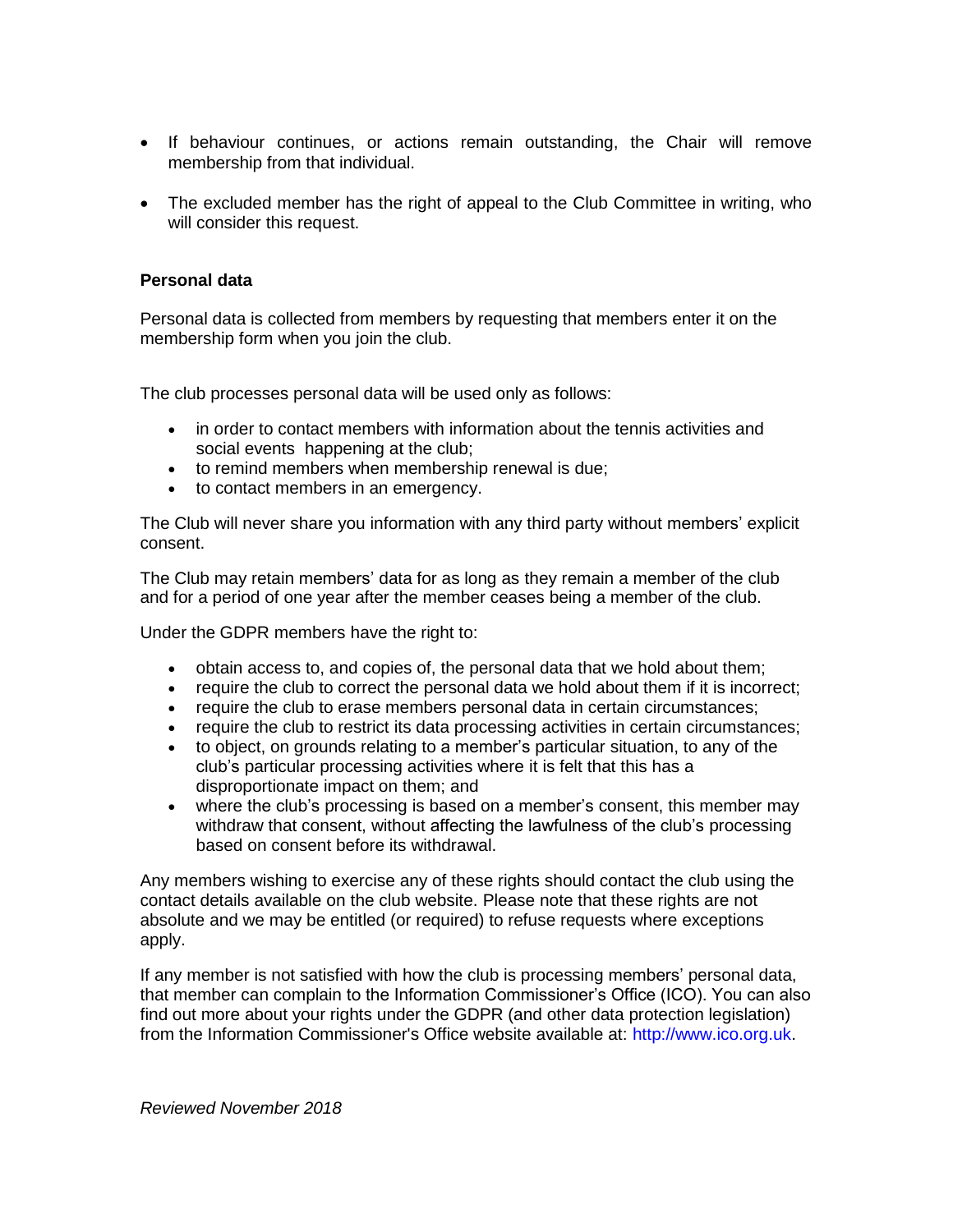- If behaviour continues, or actions remain outstanding, the Chair will remove membership from that individual.

- The excluded member has the right of appeal to the Club Committee in writing, who will consider this request.

**Personal data**

Personal data is collected from members by requesting that members enter it on the membership form when you join the club.

The club processes personal data will be used only as follows:

- in order to contact members with information about the tennis activities and social events happening at the club;
- to remind members when membership renewal is due;
- to contact members in an emergency.

The Club will never share you information with any third party without members' explicit consent.

The Club may retain members' data for as long as they remain a member of the club and for a period of one year after the member ceases being a member of the club.

Under the GDPR members have the right to:

- obtain access to, and copies of, the personal data that we hold about them;
- require the club to correct the personal data we hold about them if it is incorrect;
- require the club to erase members personal data in certain circumstances;
- require the club to restrict its data processing activities in certain circumstances;
- to object, on grounds relating to a member's particular situation, to any of the club's particular processing activities where it is felt that this has a disproportionate impact on them; and
- where the club's processing is based on a member's consent, this member may withdraw that consent, without affecting the lawfulness of the club's processing based on consent before its withdrawal.

Any members wishing to exercise any of these rights should contact the club using the contact details available on the club website. Please note that these rights are not absolute and we may be entitled (or required) to refuse requests where exceptions apply.

If any member is not satisfied with how the club is processing members' personal data, that member can complain to the Information Commissioner's Office (ICO). You can also find out more about your rights under the GDPR (and other data protection legislation) from the Information Commissioner's Office website available at: http://www.ico.org.uk.

*Reviewed November 2018*